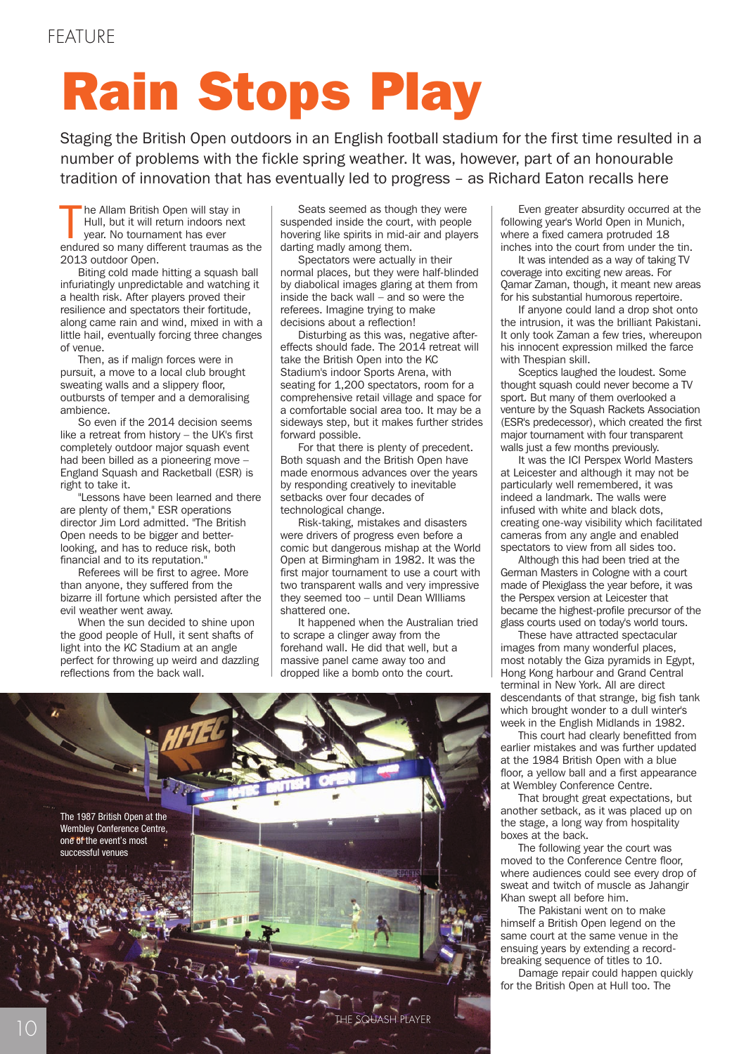# Rain Stops Play

Staging the British Open outdoors in an English football stadium for the first time resulted in a number of problems with the fickle spring weather. It was, however, part of an honourable tradition of innovation that has eventually led to progress – as Richard Eaton recalls here

The Allam British Open will stay in Hull, but it will return indoors next year. No tournament has ever endured so many different traumas as the 2013 outdoor Open.

Biting cold made hitting a squash ball infuriatingly unpredictable and watching it a health risk. After players proved their resilience and spectators their fortitude, along came rain and wind, mixed in with a little hail, eventually forcing three changes of venue.

Then, as if malign forces were in pursuit, a move to a local club brought sweating walls and a slippery floor, outbursts of temper and a demoralising ambience.

So even if the 2014 decision seems like a retreat from history – the UK's first completely outdoor major squash event had been billed as a pioneering move – England Squash and Racketball (ESR) is right to take it.

"Lessons have been learned and there are plenty of them," ESR operations director Jim Lord admitted. "The British Open needs to be bigger and better-looking, and has to reduce risk, both financial and to its reputation."

Referees will be first to agree. More than anyone, they suffered from the bizarre ill fortune which persisted after the evil weather went away.

When the sun decided to shine upon the good people of Hull, it sent shafts of light into the KC Stadium at an angle perfect for throwing up weird and dazzling reflections from the back wall.

Seats seemed as though they were suspended inside the court, with people hovering like spirits in mid-air and players darting madly among them.

Spectators were actually in their normal places, but they were half-blinded by diabolical images glaring at them from inside the back wall – and so were the referees. Imagine trying to make decisions about a reflection!

Disturbing as this was, negative after-effects should fade. The 2014 retreat will take the British Open into the KC Stadium's indoor Sports Arena, with seating for 1,200 spectators, room for a comprehensive retail village and space for a comfortable social area too. It may be a sideways step, but it makes further strides forward possible.

For that there is plenty of precedent. Both squash and the British Open have made enormous advances over the years by responding creatively to inevitable setbacks over four decades of technological change.

Risk-taking, mistakes and disasters were drivers of progress even before a comic but dangerous mishap at the World Open at Birmingham in 1982. It was the first major tournament to use a court with two transparent walls and very impressive they seemed too – until Dean WIlliams shattered one.

It happened when the Australian tried to scrape a clinger away from the forehand wall. He did that well, but a massive panel came away too and dropped like a bomb onto the court.

The 1987 British Open at the Wembley Conference Centre, one of the event's most successful venues

Even greater absurdity occurred at the following year's World Open in Munich, where a fixed camera protruded 18 inches into the court from under the tin.

It was intended as a way of taking TV coverage into exciting new areas. For Qamar Zaman, though, it meant new areas for his substantial humorous repertoire.

If anyone could land a drop shot onto the intrusion, it was the brilliant Pakistani. It only took Zaman a few tries, whereupon his innocent expression milked the farce with Thespian skill.

Sceptics laughed the loudest. Some thought squash could never become a TV sport. But many of them overlooked a venture by the Squash Rackets Association (ESR's predecessor), which created the first major tournament with four transparent walls just a few months previously.

It was the ICI Perspex World Masters at Leicester and although it may not be particularly well remembered, it was indeed a landmark. The walls were infused with white and black dots, creating one-way visibility which facilitated cameras from any angle and enabled spectators to view from all sides too.

Although this had been tried at the German Masters in Cologne with a court made of Plexiglass the year before, it was the Perspex version at Leicester that became the highest-profile precursor of the glass courts used on today's world tours.

These have attracted spectacular images from many wonderful places, most notably the Giza pyramids in Egypt, Hong Kong harbour and Grand Central terminal in New York. All are direct descendants of that strange, big fish tank which brought wonder to a dull winter's week in the English Midlands in 1982.

This court had clearly benefitted from earlier mistakes and was further updated at the 1984 British Open with a blue floor, a yellow ball and a first appearance at Wembley Conference Centre.

That brought great expectations, but another setback, as it was placed up on the stage, a long way from hospitality boxes at the back.

The following year the court was moved to the Conference Centre floor, where audiences could see every drop of sweat and twitch of muscle as Jahangir Khan swept all before him.

The Pakistani went on to make himself a British Open legend on the same court at the same venue in the ensuing years by extending a record-breaking sequence of titles to 10.

Damage repair could happen quickly for the British Open at Hull too. The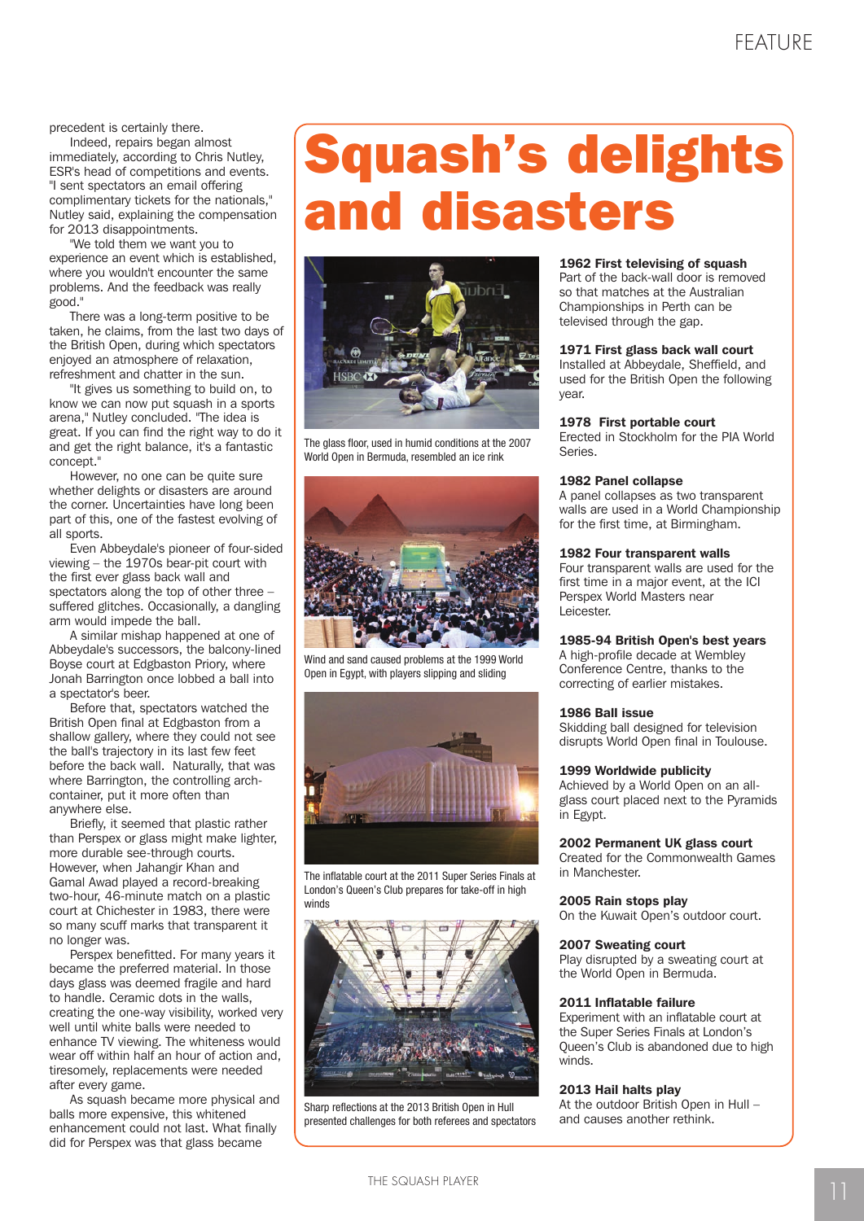precedent is certainly there.

Indeed, repairs began almost immediately, according to Chris Nutley, ESR's head of competitions and events. "I sent spectators an email offering complimentary tickets for the nationals," Nutley said, explaining the compensation for 2013 disappointments.

"We told them we want you to experience an event which is established, where you wouldn't encounter the same problems. And the feedback was really good."

There was a long-term positive to be taken, he claims, from the last two days of the British Open, during which spectators enjoyed an atmosphere of relaxation, refreshment and chatter in the sun.

"It gives us something to build on, to know we can now put squash in a sports arena," Nutley concluded. "The idea is great. If you can find the right way to do it and get the right balance, it's a fantastic concept."

However, no one can be quite sure whether delights or disasters are around the corner. Uncertainties have long been part of this, one of the fastest evolving of all sports.

Even Abbeydale's pioneer of four-sided viewing – the 1970s bear-pit court with the first ever glass back wall and spectators along the top of other three – suffered glitches. Occasionally, a dangling arm would impede the ball.

A similar mishap happened at one of Abbeydale's successors, the balcony-lined Boyse court at Edgbaston Priory, where Jonah Barrington once lobbed a ball into a spectator's beer.

Before that, spectators watched the British Open final at Edgbaston from a shallow gallery, where they could not see the ball's trajectory in its last few feet before the back wall. Naturally, that was where Barrington, the controlling arch-container, put it more often than anywhere else.

Briefly, it seemed that plastic rather than Perspex or glass might make lighter, more durable see-through courts. However, when Jahangir Khan and Gamal Awad played a record-breaking two-hour, 46-minute match on a plastic court at Chichester in 1983, there were so many scuff marks that transparent it no longer was.

Perspex benefitted. For many years it became the preferred material. In those days glass was deemed fragile and hard to handle. Ceramic dots in the walls, creating the one-way visibility, worked very well until white balls were needed to enhance TV viewing. The whiteness would wear off within half an hour of action and, tiresomely, replacements were needed after every game.

As squash became more physical and balls more expensive, this whitened enhancement could not last. What finally did for Perspex was that glass became

# Squash's delights and disasters

The glass floor, used in humid conditions at the 2007 World Open in Bermuda, resembled an ice rink

Wind and sand caused problems at the 1999 World Open in Egypt, with players slipping and sliding

The inflatable court at the 2011 Super Series Finals at London's Queen's Club prepares for take-off in high winds

Sharp reflections at the 2013 British Open in Hull presented challenges for both referees and spectators

**1962 First televising of squash**
Part of the back-wall door is removed so that matches at the Australian Championships in Perth can be televised through the gap.

**1971 First glass back wall court**
Installed at Abbeydale, Sheffield, and used for the British Open the following year.

**1978 First portable court**
Erected in Stockholm for the PIA World Series.

**1982 Panel collapse**
A panel collapses as two transparent walls are used in a World Championship for the first time, at Birmingham.

**1982 Four transparent walls**
Four transparent walls are used for the first time in a major event, at the ICI Perspex World Masters near Leicester.

**1985-94 British Open's best years**
A high-profile decade at Wembley Conference Centre, thanks to the correcting of earlier mistakes.

**1986 Ball issue**
Skidding ball designed for television disrupts World Open final in Toulouse.

**1999 Worldwide publicity**
Achieved by a World Open on an all-glass court placed next to the Pyramids in Egypt.

**2002 Permanent UK glass court**
Created for the Commonwealth Games in Manchester.

**2005 Rain stops play**
On the Kuwait Open's outdoor court.

**2007 Sweating court**
Play disrupted by a sweating court at the World Open in Bermuda.

**2011 Inflatable failure**
Experiment with an inflatable court at the Super Series Finals at London's Queen's Club is abandoned due to high winds.

**2013 Hail halts play**
At the outdoor British Open in Hull – and causes another rethink.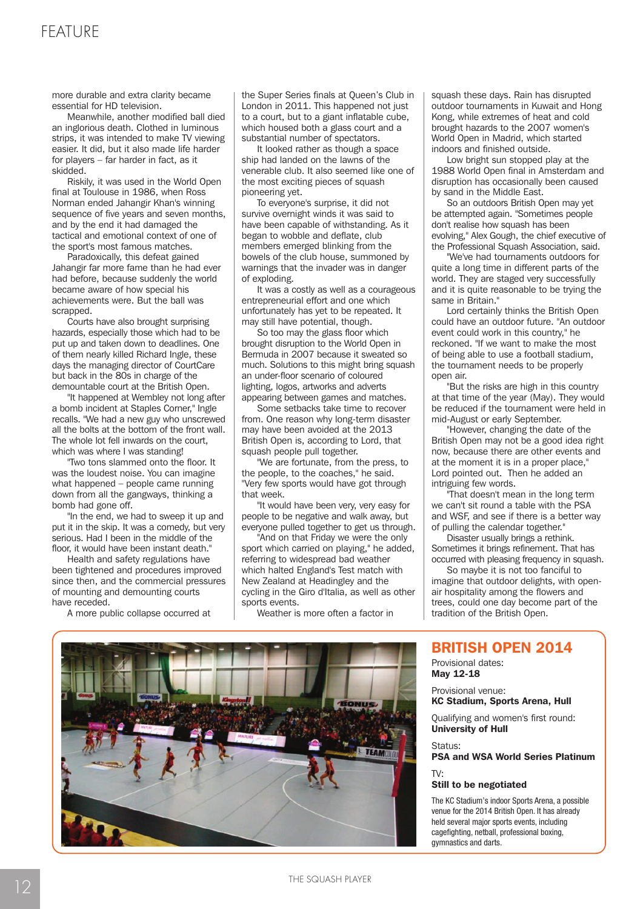more durable and extra clarity became essential for HD television.

Meanwhile, another modified ball died an inglorious death. Clothed in luminous strips, it was intended to make TV viewing easier. It did, but it also made life harder for players – far harder in fact, as it skidded.

Riskily, it was used in the World Open final at Toulouse in 1986, when Ross Norman ended Jahangir Khan's winning sequence of five years and seven months, and by the end it had damaged the tactical and emotional context of one of the sport's most famous matches.

Paradoxically, this defeat gained Jahangir far more fame than he had ever had before, because suddenly the world became aware of how special his achievements were. But the ball was scrapped.

Courts have also brought surprising hazards, especially those which had to be put up and taken down to deadlines. One of them nearly killed Richard Ingle, these days the managing director of CourtCare but back in the 80s in charge of the demountable court at the British Open.

"It happened at Wembley not long after a bomb incident at Staples Corner," Ingle recalls. "We had a new guy who unscrewed all the bolts at the bottom of the front wall. The whole lot fell inwards on the court, which was where I was standing!

"Two tons slammed onto the floor. It was the loudest noise. You can imagine what happened – people came running down from all the gangways, thinking a bomb had gone off.

"In the end, we had to sweep it up and put it in the skip. It was a comedy, but very serious. Had I been in the middle of the floor, it would have been instant death."

Health and safety regulations have been tightened and procedures improved since then, and the commercial pressures of mounting and demounting courts have receded.

A more public collapse occurred at the Super Series finals at Queen's Club in London in 2011. This happened not just to a court, but to a giant inflatable cube, which housed both a glass court and a substantial number of spectators.

It looked rather as though a space ship had landed on the lawns of the venerable club. It also seemed like one of the most exciting pieces of squash pioneering yet.

To everyone's surprise, it did not survive overnight winds it was said to have been capable of withstanding. As it began to wobble and deflate, club members emerged blinking from the bowels of the club house, summoned by warnings that the invader was in danger of exploding.

It was a costly as well as a courageous entrepreneurial effort and one which unfortunately has yet to be repeated. It may still have potential, though.

So too may the glass floor which brought disruption to the World Open in Bermuda in 2007 because it sweated so much. Solutions to this might bring squash an under-floor scenario of coloured lighting, logos, artworks and adverts appearing between games and matches.

Some setbacks take time to recover from. One reason why long-term disaster may have been avoided at the 2013 British Open is, according to Lord, that squash people pull together.

"We are fortunate, from the press, to the people, to the coaches," he said. "Very few sports would have got through that week.

"It would have been very, very easy for people to be negative and walk away, but everyone pulled together to get us through.

"And on that Friday we were the only sport which carried on playing," he added, referring to widespread bad weather which halted England's Test match with New Zealand at Headingley and the cycling in the Giro d'Italia, as well as other sports events.

Weather is more often a factor in squash these days. Rain has disrupted outdoor tournaments in Kuwait and Hong Kong, while extremes of heat and cold brought hazards to the 2007 women's World Open in Madrid, which started indoors and finished outside.

Low bright sun stopped play at the 1988 World Open final in Amsterdam and disruption has occasionally been caused by sand in the Middle East.

So an outdoors British Open may yet be attempted again. "Sometimes people don't realise how squash has been evolving," Alex Gough, the chief executive of the Professional Squash Association, said.

"We've had tournaments outdoors for quite a long time in different parts of the world. They are staged very successfully and it is quite reasonable to be trying the same in Britain."

Lord certainly thinks the British Open could have an outdoor future. "An outdoor event could work in this country," he reckoned. "If we want to make the most of being able to use a football stadium, the tournament needs to be properly open air.

"But the risks are high in this country at that time of the year (May). They would be reduced if the tournament were held in mid-August or early September.

"However, changing the date of the British Open may not be a good idea right now, because there are other events and at the moment it is in a proper place," Lord pointed out. Then he added an intriguing few words.

"That doesn't mean in the long term we can't sit round a table with the PSA and WSF, and see if there is a better way of pulling the calendar together."

Disaster usually brings a rethink. Sometimes it brings refinement. That has occurred with pleasing frequency in squash.

So maybe it is not too fanciful to imagine that outdoor delights, with open-air hospitality among the flowers and trees, could one day become part of the tradition of the British Open.

## BRITISH OPEN 2014

Provisional dates:
**May 12-18**

Provisional venue:
**KC Stadium, Sports Arena, Hull**

Qualifying and women's first round:
**University of Hull**

Status:
**PSA and WSA World Series Platinum**

TV:
**Still to be negotiated**

The KC Stadium's indoor Sports Arena, a possible venue for the 2014 British Open. It has already held several major sports events, including cagefighting, netball, professional boxing, gymnastics and darts.